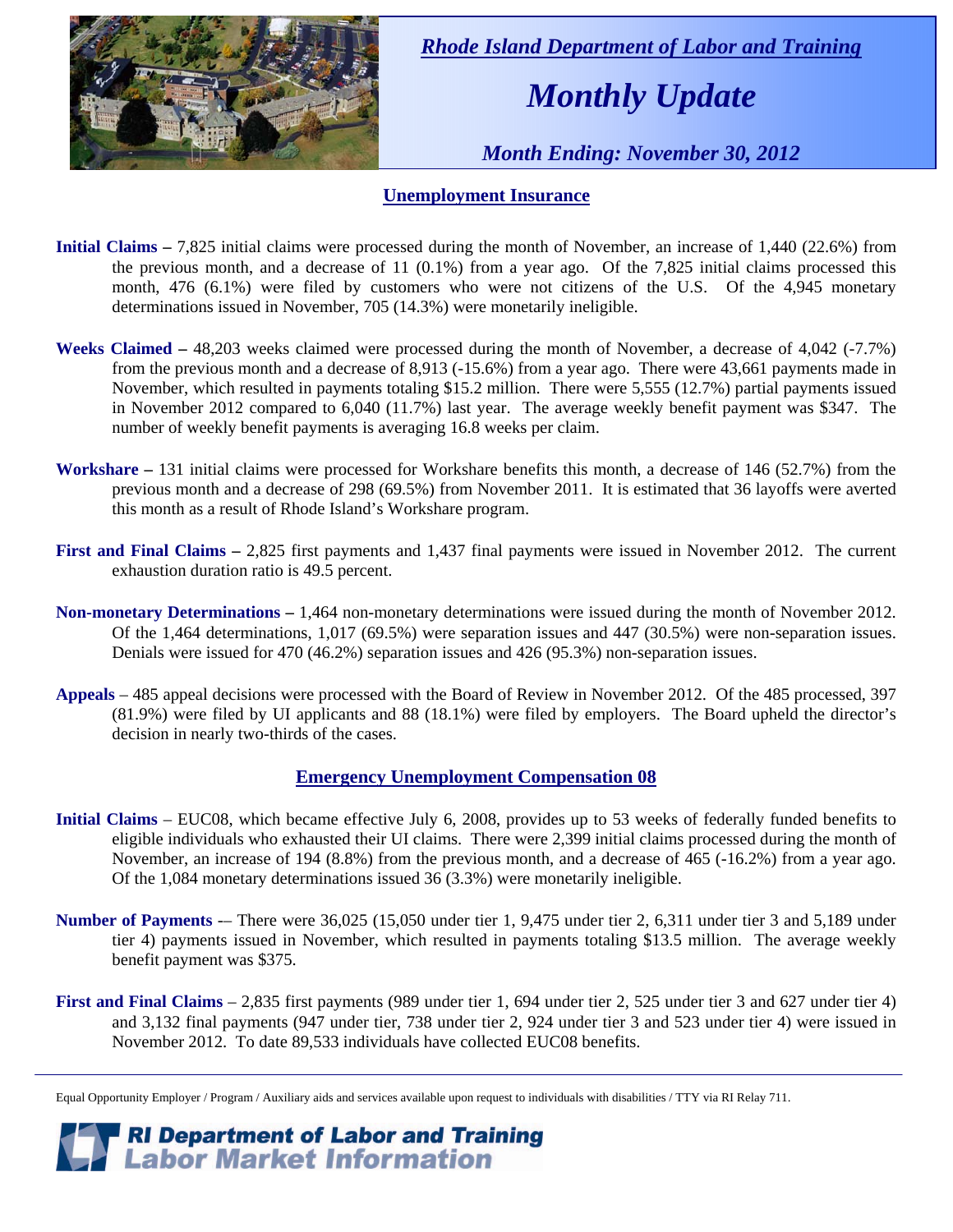# *Rhode Island Department of Labor and Training*

# *Monthly Update*

### *Month Ending: November 30, 2012*

## Unemployment Insurance

**Initial Claims –** 7,825 initial claims were processed during the month of November, an increase of 1,440 (22.6%) from the previous month, and a decrease of 11 (0.1%) from a year ago. Of the 7,825 initial claims processed this month, 476 (6.1%) were filed by customers who were not citizens of the U.S. Of the 4,945 monetary determinations issued in November, 705 (14.3%) were monetarily ineligible.

**Weeks Claimed –** 48,203 weeks claimed were processed during the month of November, a decrease of 4,042 (-7.7%) from the previous month and a decrease of 8,913 (-15.6%) from a year ago. There were 43,661 payments made in November, which resulted in payments totaling $15.2 million. There were 5,555 (12.7%) partial payments issued in November 2012 compared to 6,040 (11.7%) last year. The average weekly benefit payment was $347. The number of weekly benefit payments is averaging 16.8 weeks per claim.

**Workshare –** 131 initial claims were processed for Workshare benefits this month, a decrease of 146 (52.7%) from the previous month and a decrease of 298 (69.5%) from November 2011. It is estimated that 36 layoffs were averted this month as a result of Rhode Island's Workshare program.

**First and Final Claims –** 2,825 first payments and 1,437 final payments were issued in November 2012. The current exhaustion duration ratio is 49.5 percent.

**Non-monetary Determinations –** 1,464 non-monetary determinations were issued during the month of November 2012. Of the 1,464 determinations, 1,017 (69.5%) were separation issues and 447 (30.5%) were non-separation issues. Denials were issued for 470 (46.2%) separation issues and 426 (95.3%) non-separation issues.

**Appeals** – 485 appeal decisions were processed with the Board of Review in November 2012. Of the 485 processed, 397 (81.9%) were filed by UI applicants and 88 (18.1%) were filed by employers. The Board upheld the director's decision in nearly two-thirds of the cases.

## Emergency Unemployment Compensation 08

**Initial Claims** – EUC08, which became effective July 6, 2008, provides up to 53 weeks of federally funded benefits to eligible individuals who exhausted their UI claims. There were 2,399 initial claims processed during the month of November, an increase of 194 (8.8%) from the previous month, and a decrease of 465 (-16.2%) from a year ago. Of the 1,084 monetary determinations issued 36 (3.3%) were monetarily ineligible.

**Number of Payments** -– There were 36,025 (15,050 under tier 1, 9,475 under tier 2, 6,311 under tier 3 and 5,189 under tier 4) payments issued in November, which resulted in payments totaling $13.5 million. The average weekly benefit payment was $375.

**First and Final Claims** – 2,835 first payments (989 under tier 1, 694 under tier 2, 525 under tier 3 and 627 under tier 4) and 3,132 final payments (947 under tier, 738 under tier 2, 924 under tier 3 and 523 under tier 4) were issued in November 2012. To date 89,533 individuals have collected EUC08 benefits.

Equal Opportunity Employer / Program / Auxiliary aids and services available upon request to individuals with disabilities / TTY via RI Relay 711.

**RI Department of Labor and Training**
**Labor Market Information**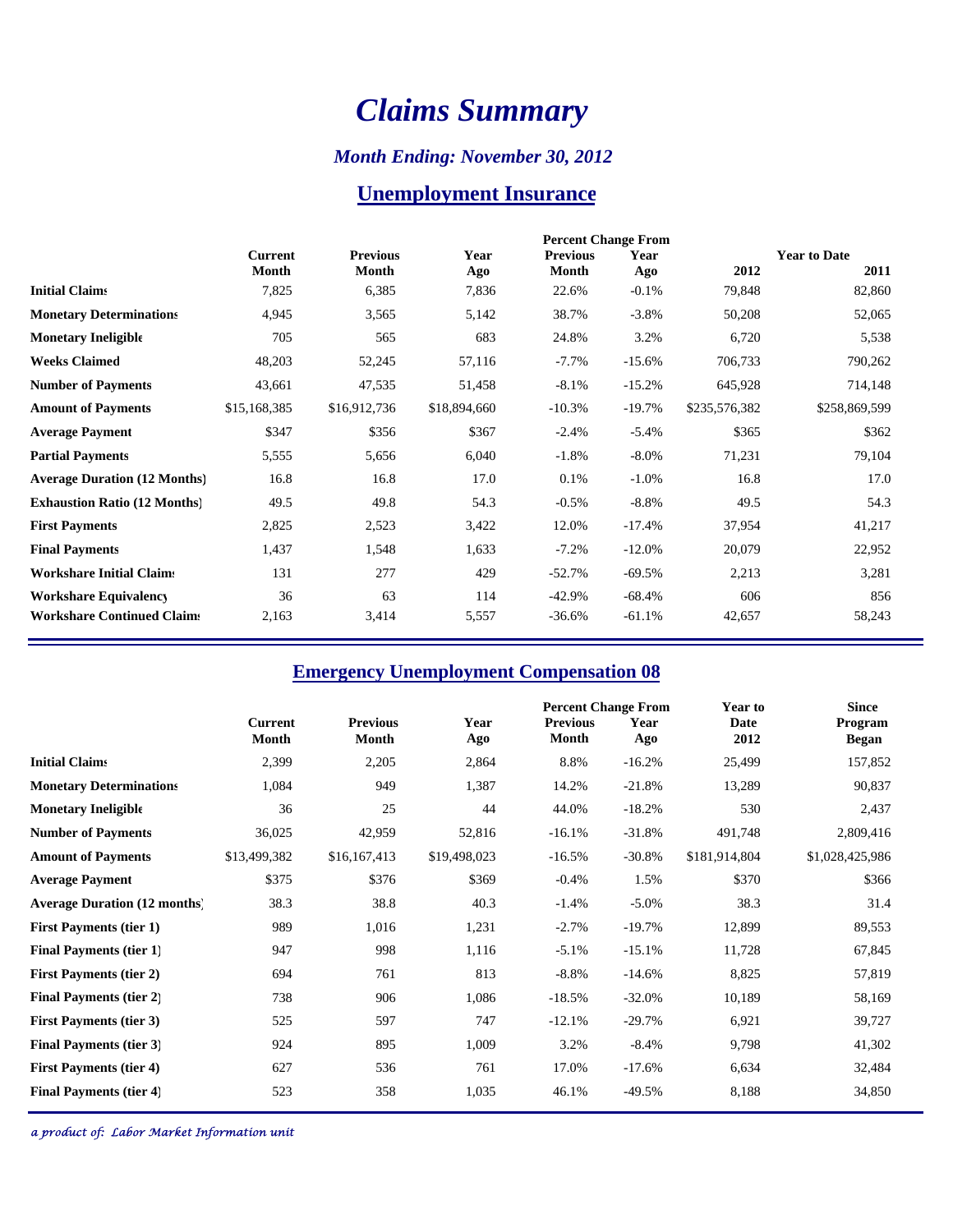# Claims Summary

## Month Ending: November 30, 2012

## Unemployment Insurance

| | Current Month | Previous Month | Year Ago | Percent Change From Previous Month | Percent Change From Year Ago | Year to Date 2012 | Year to Date 2011 |
|---|---|---|---|---|---|---|---|
| **Initial Claims** | 7,825 | 6,385 | 7,836 | 22.6% | -0.1% | 79,848 | 82,860 |
| **Monetary Determinations** | 4,945 | 3,565 | 5,142 | 38.7% | -3.8% | 50,208 | 52,065 |
| **Monetary Ineligible** | 705 | 565 | 683 | 24.8% | 3.2% | 6,720 | 5,538 |
| **Weeks Claimed** | 48,203 | 52,245 | 57,116 | -7.7% | -15.6% | 706,733 | 790,262 |
| **Number of Payments** | 43,661 | 47,535 | 51,458 | -8.1% | -15.2% | 645,928 | 714,148 |
| **Amount of Payments** | $15,168,385 | $16,912,736 | $18,894,660 | -10.3% | -19.7% | $235,576,382 | $258,869,599 |
| **Average Payment** | $347 | $356 | $367 | -2.4% | -5.4% | $365 | $362 |
| **Partial Payments** | 5,555 | 5,656 | 6,040 | -1.8% | -8.0% | 71,231 | 79,104 |
| **Average Duration (12 Months)** | 16.8 | 16.8 | 17.0 | 0.1% | -1.0% | 16.8 | 17.0 |
| **Exhaustion Ratio (12 Months)** | 49.5 | 49.8 | 54.3 | -0.5% | -8.8% | 49.5 | 54.3 |
| **First Payments** | 2,825 | 2,523 | 3,422 | 12.0% | -17.4% | 37,954 | 41,217 |
| **Final Payments** | 1,437 | 1,548 | 1,633 | -7.2% | -12.0% | 20,079 | 22,952 |
| **Workshare Initial Claims** | 131 | 277 | 429 | -52.7% | -69.5% | 2,213 | 3,281 |
| **Workshare Equivalency** | 36 | 63 | 114 | -42.9% | -68.4% | 606 | 856 |
| **Workshare Continued Claims** | 2,163 | 3,414 | 5,557 | -36.6% | -61.1% | 42,657 | 58,243 |

## Emergency Unemployment Compensation 08

| | Current Month | Previous Month | Year Ago | Percent Change From Previous Month | Percent Change From Year Ago | Year to Date 2012 | Since Program Began |
|---|---|---|---|---|---|---|---|
| **Initial Claims** | 2,399 | 2,205 | 2,864 | 8.8% | -16.2% | 25,499 | 157,852 |
| **Monetary Determinations** | 1,084 | 949 | 1,387 | 14.2% | -21.8% | 13,289 | 90,837 |
| **Monetary Ineligible** | 36 | 25 | 44 | 44.0% | -18.2% | 530 | 2,437 |
| **Number of Payments** | 36,025 | 42,959 | 52,816 | -16.1% | -31.8% | 491,748 | 2,809,416 |
| **Amount of Payments** | $13,499,382 | $16,167,413 | $19,498,023 | -16.5% | -30.8% | $181,914,804 | $1,028,425,986 |
| **Average Payment** | $375 | $376 | $369 | -0.4% | 1.5% | $370 | $366 |
| **Average Duration (12 months)** | 38.3 | 38.8 | 40.3 | -1.4% | -5.0% | 38.3 | 31.4 |
| **First Payments (tier 1)** | 989 | 1,016 | 1,231 | -2.7% | -19.7% | 12,899 | 89,553 |
| **Final Payments (tier 1)** | 947 | 998 | 1,116 | -5.1% | -15.1% | 11,728 | 67,845 |
| **First Payments (tier 2)** | 694 | 761 | 813 | -8.8% | -14.6% | 8,825 | 57,819 |
| **Final Payments (tier 2)** | 738 | 906 | 1,086 | -18.5% | -32.0% | 10,189 | 58,169 |
| **First Payments (tier 3)** | 525 | 597 | 747 | -12.1% | -29.7% | 6,921 | 39,727 |
| **Final Payments (tier 3)** | 924 | 895 | 1,009 | 3.2% | -8.4% | 9,798 | 41,302 |
| **First Payments (tier 4)** | 627 | 536 | 761 | 17.0% | -17.6% | 6,634 | 32,484 |
| **Final Payments (tier 4)** | 523 | 358 | 1,035 | 46.1% | -49.5% | 8,188 | 34,850 |

*a product of: Labor Market Information unit*